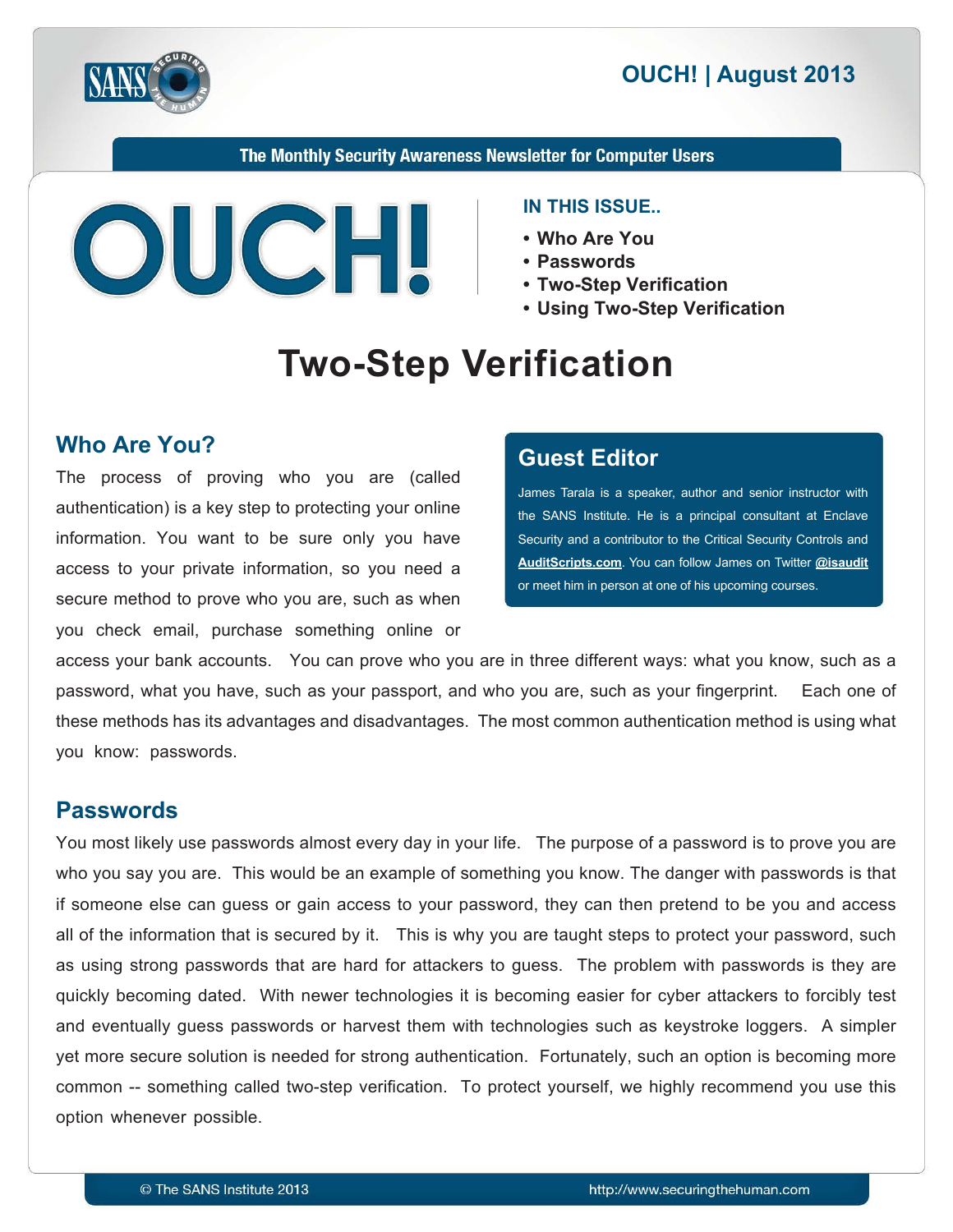OUCH! | August 2013

The Monthly Security Awareness Newsletter for Computer Users

# OUCH!

**IN THIS ISSUE..**

- Who Are You
- Passwords
- Two-Step Verification
- Using Two-Step Verification

# Two-Step Verification

## Guest Editor

James Tarala is a speaker, author and senior instructor with the SANS Institute. He is a principal consultant at Enclave Security and a contributor to the Critical Security Controls and **AuditScripts.com**. You can follow James on Twitter **@isaudit** or meet him in person at one of his upcoming courses.

## Who Are You?

The process of proving who you are (called authentication) is a key step to protecting your online information. You want to be sure only you have access to your private information, so you need a secure method to prove who you are, such as when you check email, purchase something online or access your bank accounts. You can prove who you are in three different ways: what you know, such as a password, what you have, such as your passport, and who you are, such as your fingerprint. Each one of these methods has its advantages and disadvantages. The most common authentication method is using what you know: passwords.

## Passwords

You most likely use passwords almost every day in your life. The purpose of a password is to prove you are who you say you are. This would be an example of something you know. The danger with passwords is that if someone else can guess or gain access to your password, they can then pretend to be you and access all of the information that is secured by it. This is why you are taught steps to protect your password, such as using strong passwords that are hard for attackers to guess. The problem with passwords is they are quickly becoming dated. With newer technologies it is becoming easier for cyber attackers to forcibly test and eventually guess passwords or harvest them with technologies such as keystroke loggers. A simpler yet more secure solution is needed for strong authentication. Fortunately, such an option is becoming more common -- something called two-step verification. To protect yourself, we highly recommend you use this option whenever possible.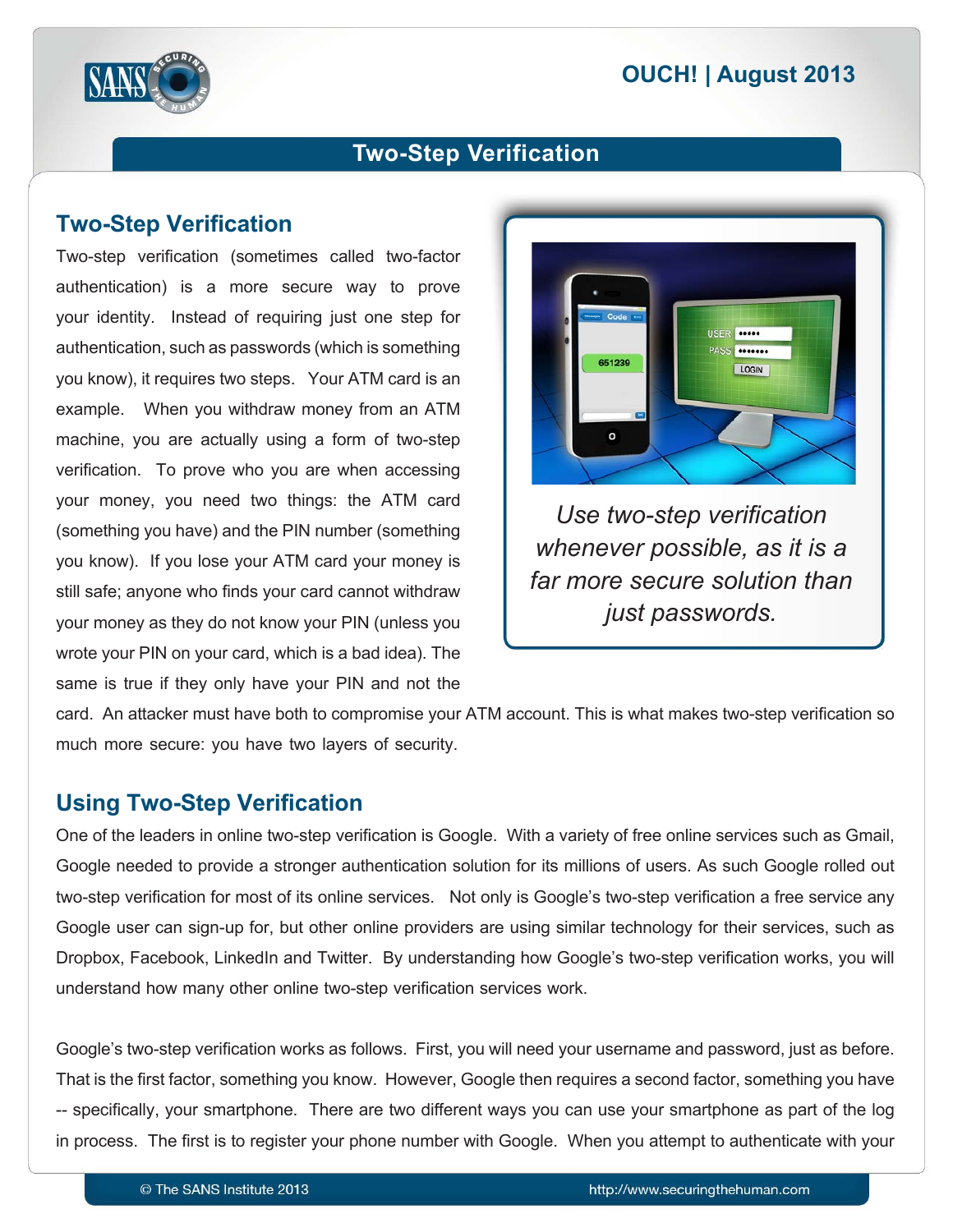# Two-Step Verification

## Two-Step Verification

Two-step verification (sometimes called two-factor authentication) is a more secure way to prove your identity. Instead of requiring just one step for authentication, such as passwords (which is something you know), it requires two steps. Your ATM card is an example. When you withdraw money from an ATM machine, you are actually using a form of two-step verification. To prove who you are when accessing your money, you need two things: the ATM card (something you have) and the PIN number (something you know). If you lose your ATM card your money is still safe; anyone who finds your card cannot withdraw your money as they do not know your PIN (unless you wrote your PIN on your card, which is a bad idea). The same is true if they only have your PIN and not the card. An attacker must have both to compromise your ATM account. This is what makes two-step verification so much more secure: you have two layers of security.

*Use two-step verification whenever possible, as it is a far more secure solution than just passwords.*

## Using Two-Step Verification

One of the leaders in online two-step verification is Google. With a variety of free online services such as Gmail, Google needed to provide a stronger authentication solution for its millions of users. As such Google rolled out two-step verification for most of its online services. Not only is Google's two-step verification a free service any Google user can sign-up for, but other online providers are using similar technology for their services, such as Dropbox, Facebook, LinkedIn and Twitter. By understanding how Google's two-step verification works, you will understand how many other online two-step verification services work.

Google's two-step verification works as follows. First, you will need your username and password, just as before. That is the first factor, something you know. However, Google then requires a second factor, something you have -- specifically, your smartphone. There are two different ways you can use your smartphone as part of the log in process. The first is to register your phone number with Google. When you attempt to authenticate with your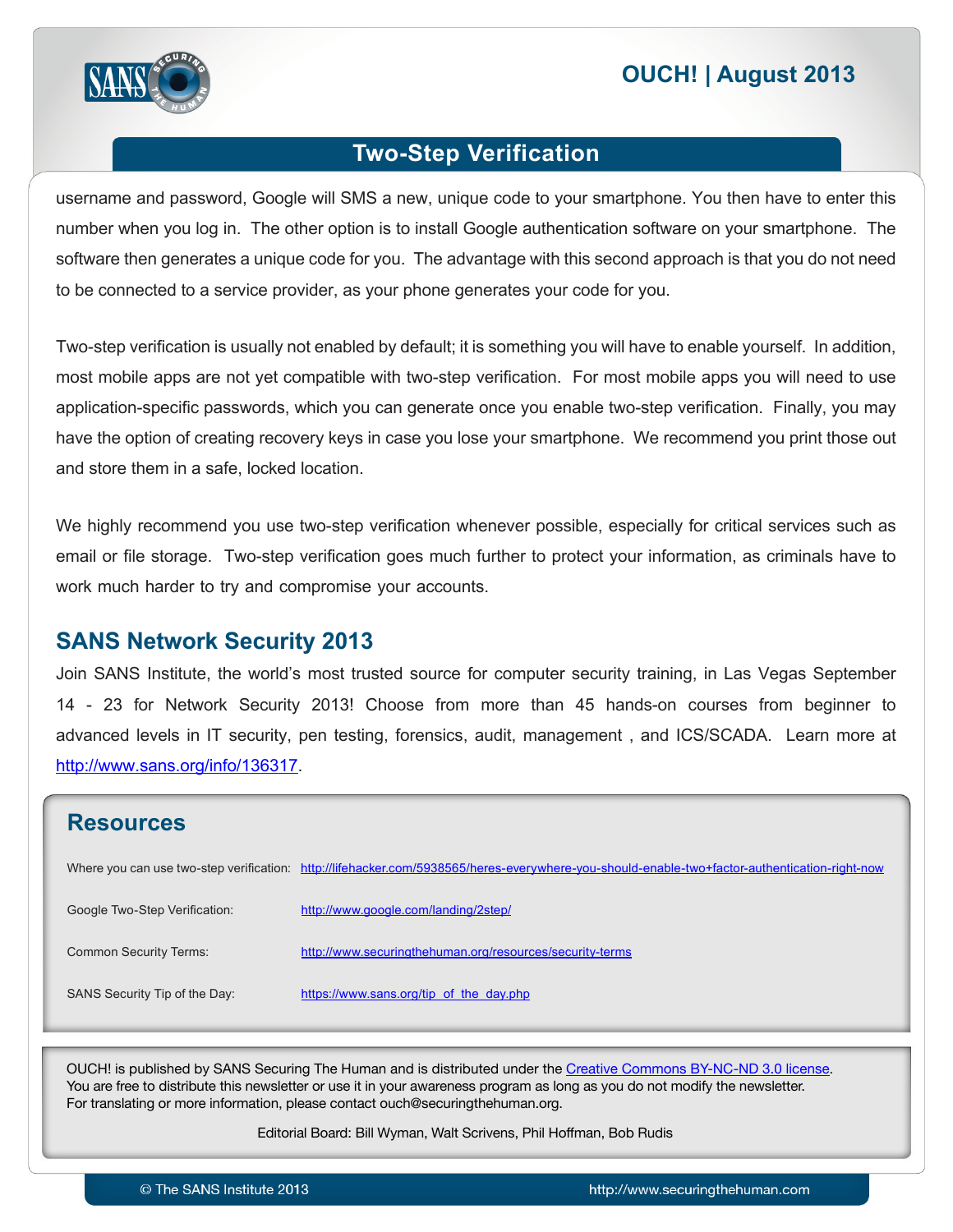username and password, Google will SMS a new, unique code to your smartphone. You then have to enter this number when you log in. The other option is to install Google authentication software on your smartphone. The software then generates a unique code for you. The advantage with this second approach is that you do not need to be connected to a service provider, as your phone generates your code for you.

Two-step verification is usually not enabled by default; it is something you will have to enable yourself. In addition, most mobile apps are not yet compatible with two-step verification. For most mobile apps you will need to use application-specific passwords, which you can generate once you enable two-step verification. Finally, you may have the option of creating recovery keys in case you lose your smartphone. We recommend you print those out and store them in a safe, locked location.

We highly recommend you use two-step verification whenever possible, especially for critical services such as email or file storage. Two-step verification goes much further to protect your information, as criminals have to work much harder to try and compromise your accounts.

## SANS Network Security 2013

Join SANS Institute, the world's most trusted source for computer security training, in Las Vegas September 14 - 23 for Network Security 2013! Choose from more than 45 hands-on courses from beginner to advanced levels in IT security, pen testing, forensics, audit, management , and ICS/SCADA. Learn more at http://www.sans.org/info/136317.

## Resources

| | |
|---|---|
| Where you can use two-step verification: | http://lifehacker.com/5938565/heres-everywhere-you-should-enable-two+factor-authentication-right-now |
| Google Two-Step Verification: | http://www.google.com/landing/2step/ |
| Common Security Terms: | http://www.securingthehuman.org/resources/security-terms |
| SANS Security Tip of the Day: | https://www.sans.org/tip_of_the_day.php |

OUCH! is published by SANS Securing The Human and is distributed under the Creative Commons BY-NC-ND 3.0 license. You are free to distribute this newsletter or use it in your awareness program as long as you do not modify the newsletter. For translating or more information, please contact ouch@securingthehuman.org.

Editorial Board: Bill Wyman, Walt Scrivens, Phil Hoffman, Bob Rudis